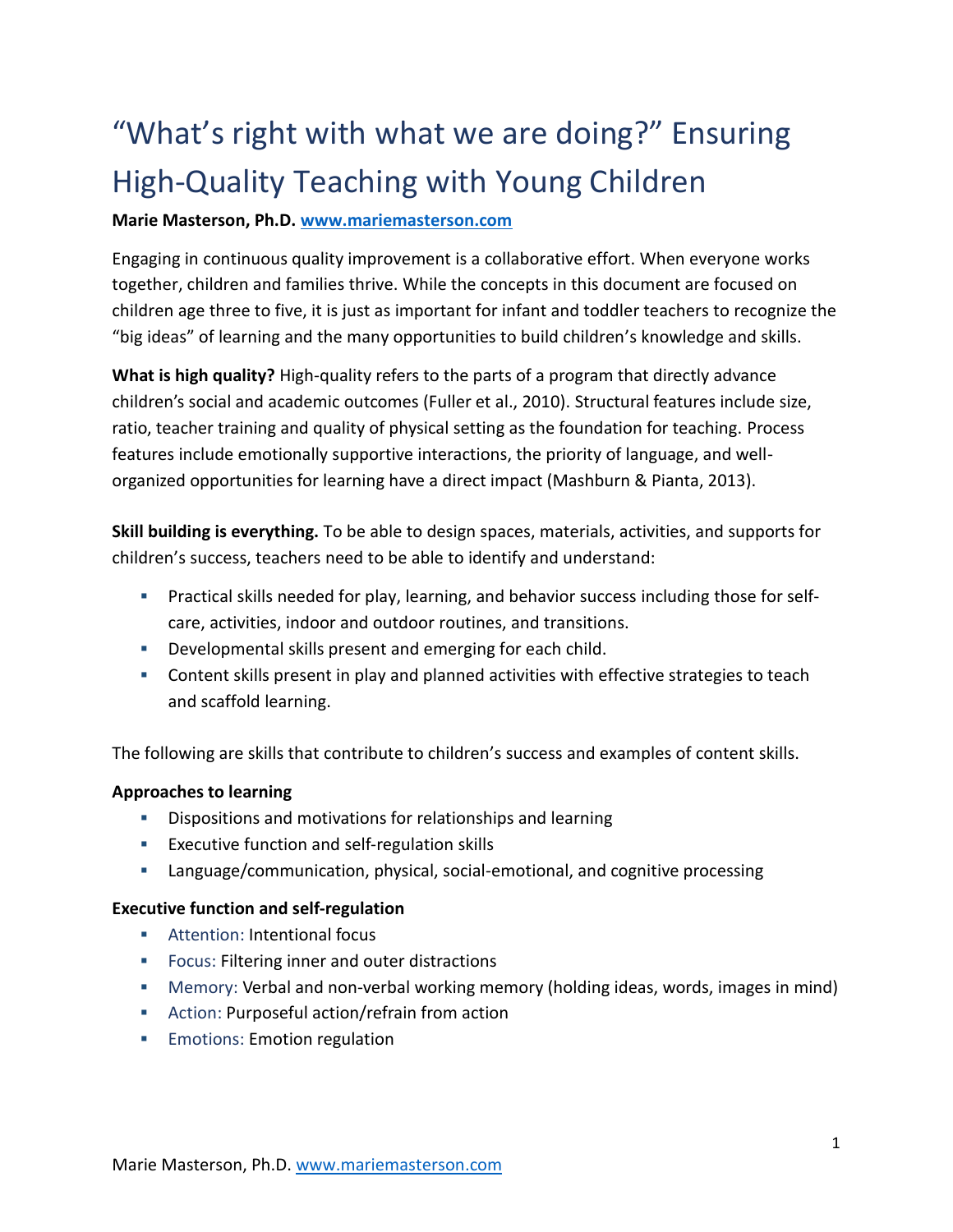# "What's right with what we are doing?" Ensuring High-Quality Teaching with Young Children

**Marie Masterson, Ph.D. [www.mariemasterson.com](http://www.mariemasterson.com)**

Engaging in continuous quality improvement is a collaborative effort. When everyone works together, children and families thrive. While the concepts in this document are focused on children age three to five, it is just as important for infant and toddler teachers to recognize the "big ideas" of learning and the many opportunities to build children's knowledge and skills.

**What is high quality?** High-quality refers to the parts of a program that directly advance children's social and academic outcomes (Fuller et al., 2010). Structural features include size, ratio, teacher training and quality of physical setting as the foundation for teaching. Process features include emotionally supportive interactions, the priority of language, and well-organized opportunities for learning have a direct impact (Mashburn & Pianta, 2013).

**Skill building is everything.** To be able to design spaces, materials, activities, and supports for children's success, teachers need to be able to identify and understand:

- Practical skills needed for play, learning, and behavior success including those for self-care, activities, indoor and outdoor routines, and transitions.
- Developmental skills present and emerging for each child.
- Content skills present in play and planned activities with effective strategies to teach and scaffold learning.

The following are skills that contribute to children's success and examples of content skills.

**Approaches to learning**

- Dispositions and motivations for relationships and learning
- Executive function and self-regulation skills
- Language/communication, physical, social-emotional, and cognitive processing

**Executive function and self-regulation**

- Attention: Intentional focus
- Focus: Filtering inner and outer distractions
- Memory: Verbal and non-verbal working memory (holding ideas, words, images in mind)
- Action: Purposeful action/refrain from action
- Emotions: Emotion regulation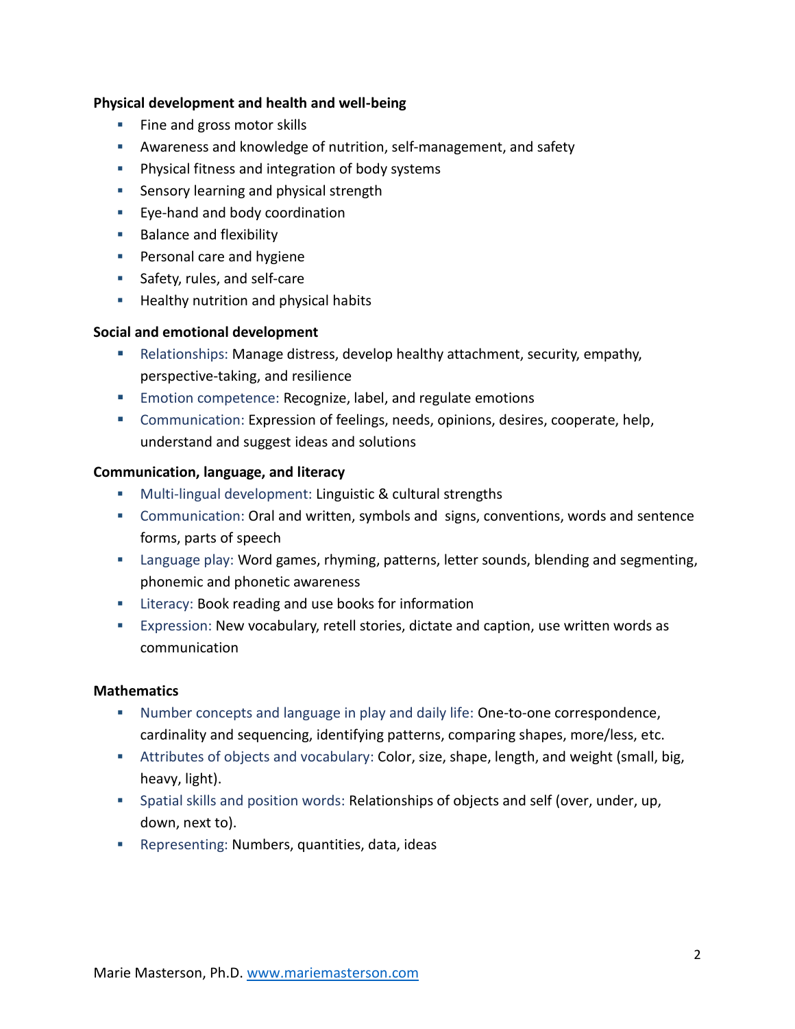**Physical development and health and well-being**

- Fine and gross motor skills
- Awareness and knowledge of nutrition, self-management, and safety
- Physical fitness and integration of body systems
- Sensory learning and physical strength
- Eye-hand and body coordination
- Balance and flexibility
- Personal care and hygiene
- Safety, rules, and self-care
- Healthy nutrition and physical habits

**Social and emotional development**

- Relationships: Manage distress, develop healthy attachment, security, empathy, perspective-taking, and resilience
- Emotion competence: Recognize, label, and regulate emotions
- Communication: Expression of feelings, needs, opinions, desires, cooperate, help, understand and suggest ideas and solutions

**Communication, language, and literacy**

- Multi-lingual development: Linguistic & cultural strengths
- Communication: Oral and written, symbols and signs, conventions, words and sentence forms, parts of speech
- Language play: Word games, rhyming, patterns, letter sounds, blending and segmenting, phonemic and phonetic awareness
- Literacy: Book reading and use books for information
- Expression: New vocabulary, retell stories, dictate and caption, use written words as communication

**Mathematics**

- Number concepts and language in play and daily life: One-to-one correspondence, cardinality and sequencing, identifying patterns, comparing shapes, more/less, etc.
- Attributes of objects and vocabulary: Color, size, shape, length, and weight (small, big, heavy, light).
- Spatial skills and position words: Relationships of objects and self (over, under, up, down, next to).
- Representing: Numbers, quantities, data, ideas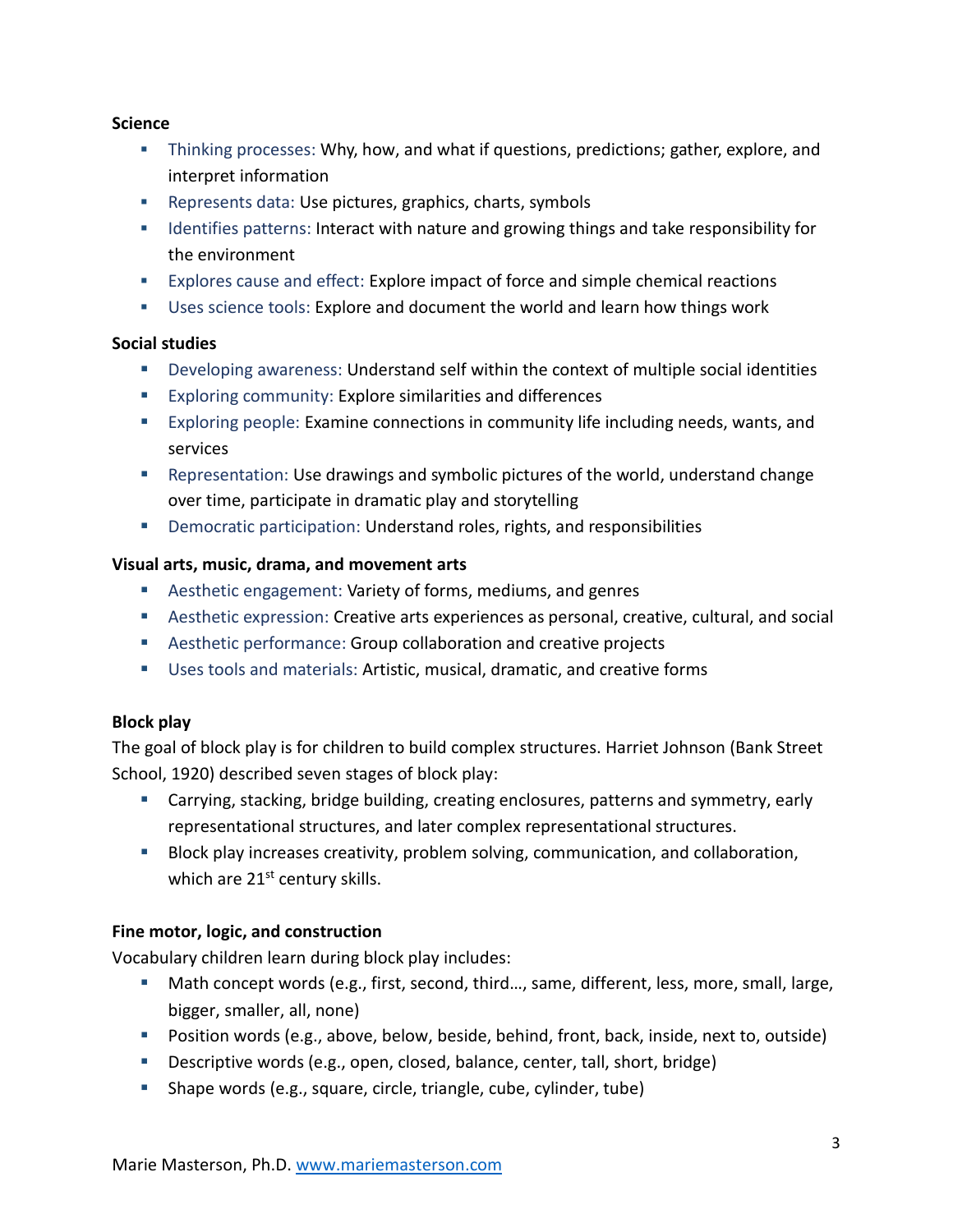**Science**

- Thinking processes: Why, how, and what if questions, predictions; gather, explore, and interpret information
- Represents data: Use pictures, graphics, charts, symbols
- Identifies patterns: Interact with nature and growing things and take responsibility for the environment
- Explores cause and effect: Explore impact of force and simple chemical reactions
- Uses science tools: Explore and document the world and learn how things work

**Social studies**

- Developing awareness: Understand self within the context of multiple social identities
- Exploring community: Explore similarities and differences
- Exploring people: Examine connections in community life including needs, wants, and services
- Representation: Use drawings and symbolic pictures of the world, understand change over time, participate in dramatic play and storytelling
- Democratic participation: Understand roles, rights, and responsibilities

**Visual arts, music, drama, and movement arts**

- Aesthetic engagement: Variety of forms, mediums, and genres
- Aesthetic expression: Creative arts experiences as personal, creative, cultural, and social
- Aesthetic performance: Group collaboration and creative projects
- Uses tools and materials: Artistic, musical, dramatic, and creative forms

**Block play**

The goal of block play is for children to build complex structures. Harriet Johnson (Bank Street School, 1920) described seven stages of block play:

- Carrying, stacking, bridge building, creating enclosures, patterns and symmetry, early representational structures, and later complex representational structures.
- Block play increases creativity, problem solving, communication, and collaboration, which are 21st century skills.

**Fine motor, logic, and construction**

Vocabulary children learn during block play includes:

- Math concept words (e.g., first, second, third…, same, different, less, more, small, large, bigger, smaller, all, none)
- Position words (e.g., above, below, beside, behind, front, back, inside, next to, outside)
- Descriptive words (e.g., open, closed, balance, center, tall, short, bridge)
- Shape words (e.g., square, circle, triangle, cube, cylinder, tube)

Marie Masterson, Ph.D. www.mariemasterson.com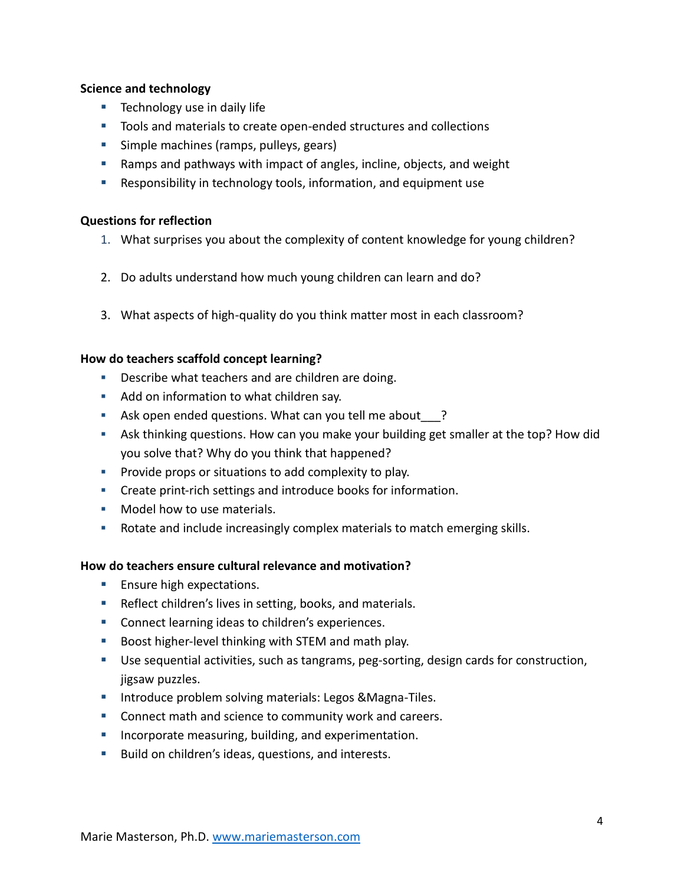**Science and technology**

- Technology use in daily life
- Tools and materials to create open-ended structures and collections
- Simple machines (ramps, pulleys, gears)
- Ramps and pathways with impact of angles, incline, objects, and weight
- Responsibility in technology tools, information, and equipment use

**Questions for reflection**

1. What surprises you about the complexity of content knowledge for young children?
2. Do adults understand how much young children can learn and do?
3. What aspects of high-quality do you think matter most in each classroom?

**How do teachers scaffold concept learning?**

- Describe what teachers and are children are doing.
- Add on information to what children say.
- Ask open ended questions. What can you tell me about___?
- Ask thinking questions. How can you make your building get smaller at the top? How did you solve that? Why do you think that happened?
- Provide props or situations to add complexity to play.
- Create print-rich settings and introduce books for information.
- Model how to use materials.
- Rotate and include increasingly complex materials to match emerging skills.

**How do teachers ensure cultural relevance and motivation?**

- Ensure high expectations.
- Reflect children's lives in setting, books, and materials.
- Connect learning ideas to children's experiences.
- Boost higher-level thinking with STEM and math play.
- Use sequential activities, such as tangrams, peg-sorting, design cards for construction, jigsaw puzzles.
- Introduce problem solving materials: Legos &Magna-Tiles.
- Connect math and science to community work and careers.
- Incorporate measuring, building, and experimentation.
- Build on children's ideas, questions, and interests.

Marie Masterson, Ph.D. [www.mariemasterson.com](http://www.mariemasterson.com)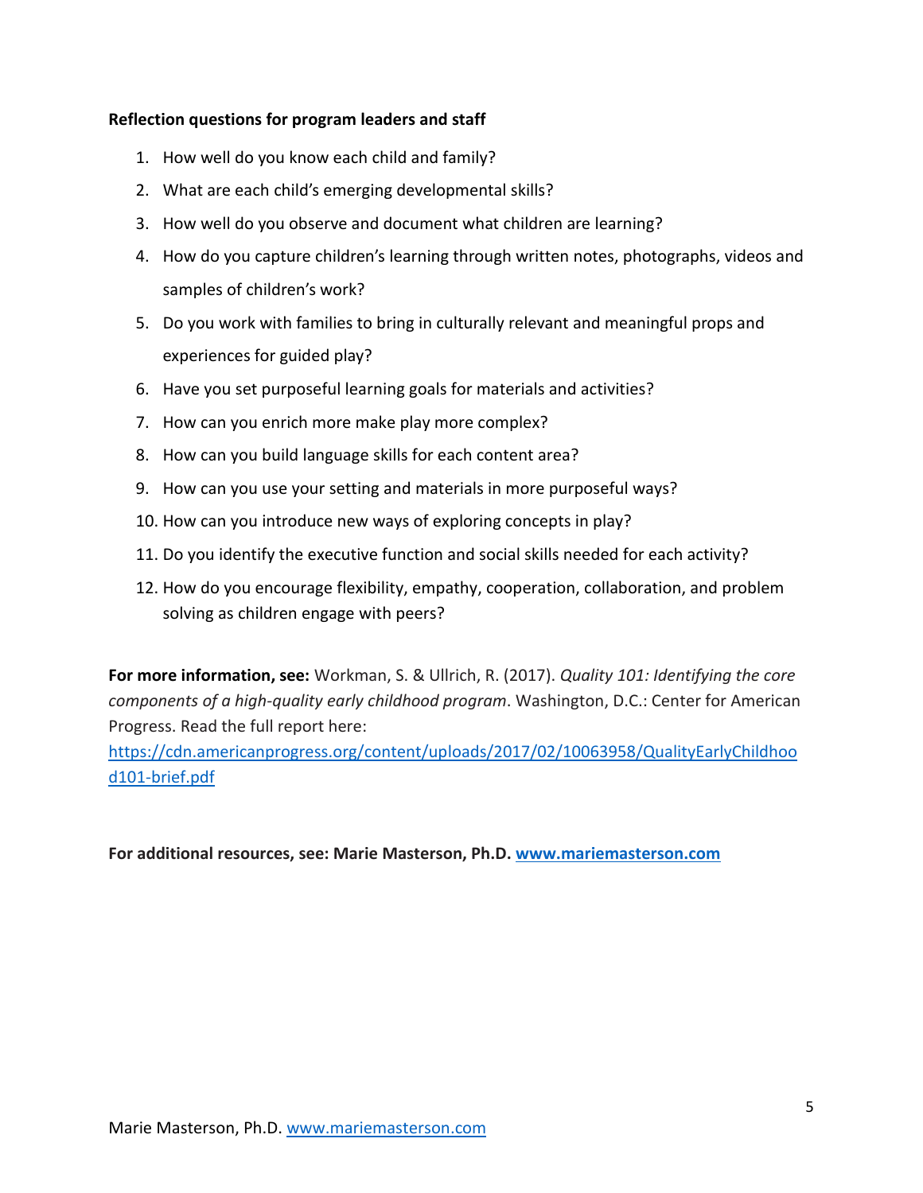**Reflection questions for program leaders and staff**

1. How well do you know each child and family?
2. What are each child's emerging developmental skills?
3. How well do you observe and document what children are learning?
4. How do you capture children's learning through written notes, photographs, videos and samples of children's work?
5. Do you work with families to bring in culturally relevant and meaningful props and experiences for guided play?
6. Have you set purposeful learning goals for materials and activities?
7. How can you enrich more make play more complex?
8. How can you build language skills for each content area?
9. How can you use your setting and materials in more purposeful ways?
10. How can you introduce new ways of exploring concepts in play?
11. Do you identify the executive function and social skills needed for each activity?
12. How do you encourage flexibility, empathy, cooperation, collaboration, and problem solving as children engage with peers?

**For more information, see:** Workman, S. & Ullrich, R. (2017). *Quality 101: Identifying the core components of a high-quality early childhood program*. Washington, D.C.: Center for American Progress. Read the full report here: [https://cdn.americanprogress.org/content/uploads/2017/02/10063958/QualityEarlyChildhood101-brief.pdf](https://cdn.americanprogress.org/content/uploads/2017/02/10063958/QualityEarlyChildhood101-brief.pdf)

**For additional resources, see: Marie Masterson, Ph.D. [www.mariemasterson.com](http://www.mariemasterson.com)**